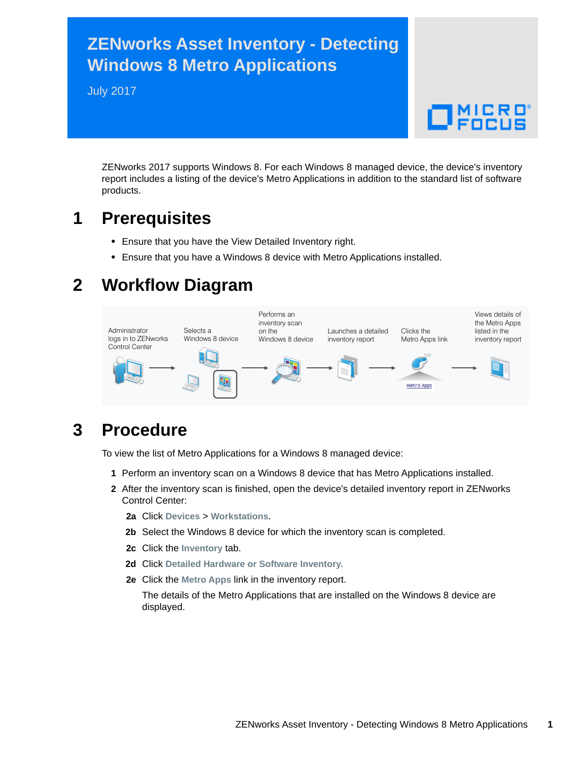# ZENworks Asset Inventory - Detecting Windows 8 Metro Applications

July 2017

ZENworks 2017 supports Windows 8. For each Windows 8 managed device, the device's inventory report includes a listing of the device's Metro Applications in addition to the standard list of software products.

## 1 Prerequisites

- Ensure that you have the View Detailed Inventory right.
- Ensure that you have a Windows 8 device with Metro Applications installed.

## 2 Workflow Diagram

Administrator logs in to ZENworks Control Center → Selects a Windows 8 device → Performs an inventory scan on the Windows 8 device → Launches a detailed inventory report → Clicks the Metro Apps link → Views details of the Metro Apps listed in the inventory report

## 3 Procedure

To view the list of Metro Applications for a Windows 8 managed device:

1. Perform an inventory scan on a Windows 8 device that has Metro Applications installed.
2. After the inventory scan is finished, open the device's detailed inventory report in ZENworks Control Center:
   - **2a** Click **Devices** > **Workstations**.
   - **2b** Select the Windows 8 device for which the inventory scan is completed.
   - **2c** Click the **Inventory** tab.
   - **2d** Click **Detailed Hardware or Software Inventory.**
   - **2e** Click the **Metro Apps** link in the inventory report.

     The details of the Metro Applications that are installed on the Windows 8 device are displayed.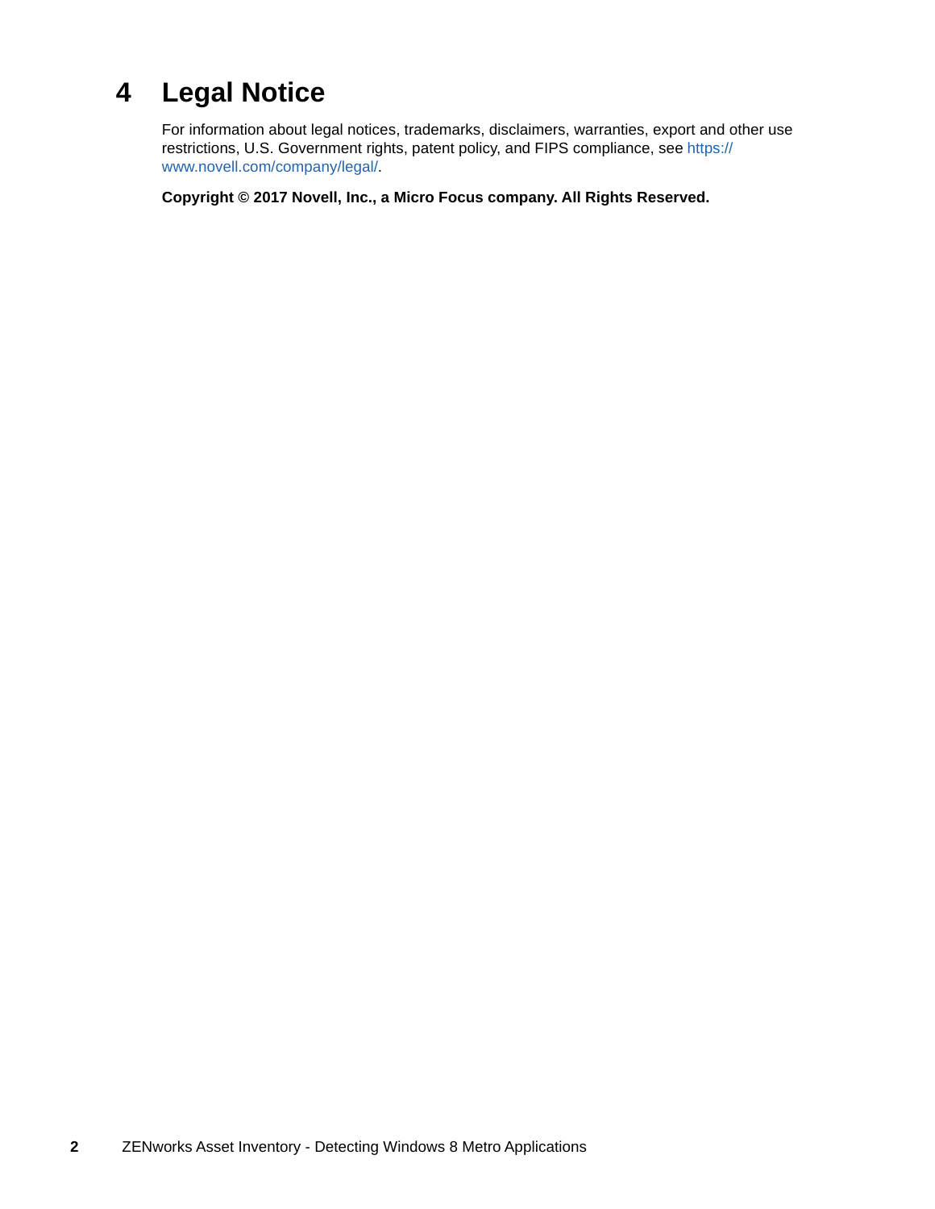# 4 Legal Notice

For information about legal notices, trademarks, disclaimers, warranties, export and other use restrictions, U.S. Government rights, patent policy, and FIPS compliance, see https://www.novell.com/company/legal/.

**Copyright © 2017 Novell, Inc., a Micro Focus company. All Rights Reserved.**